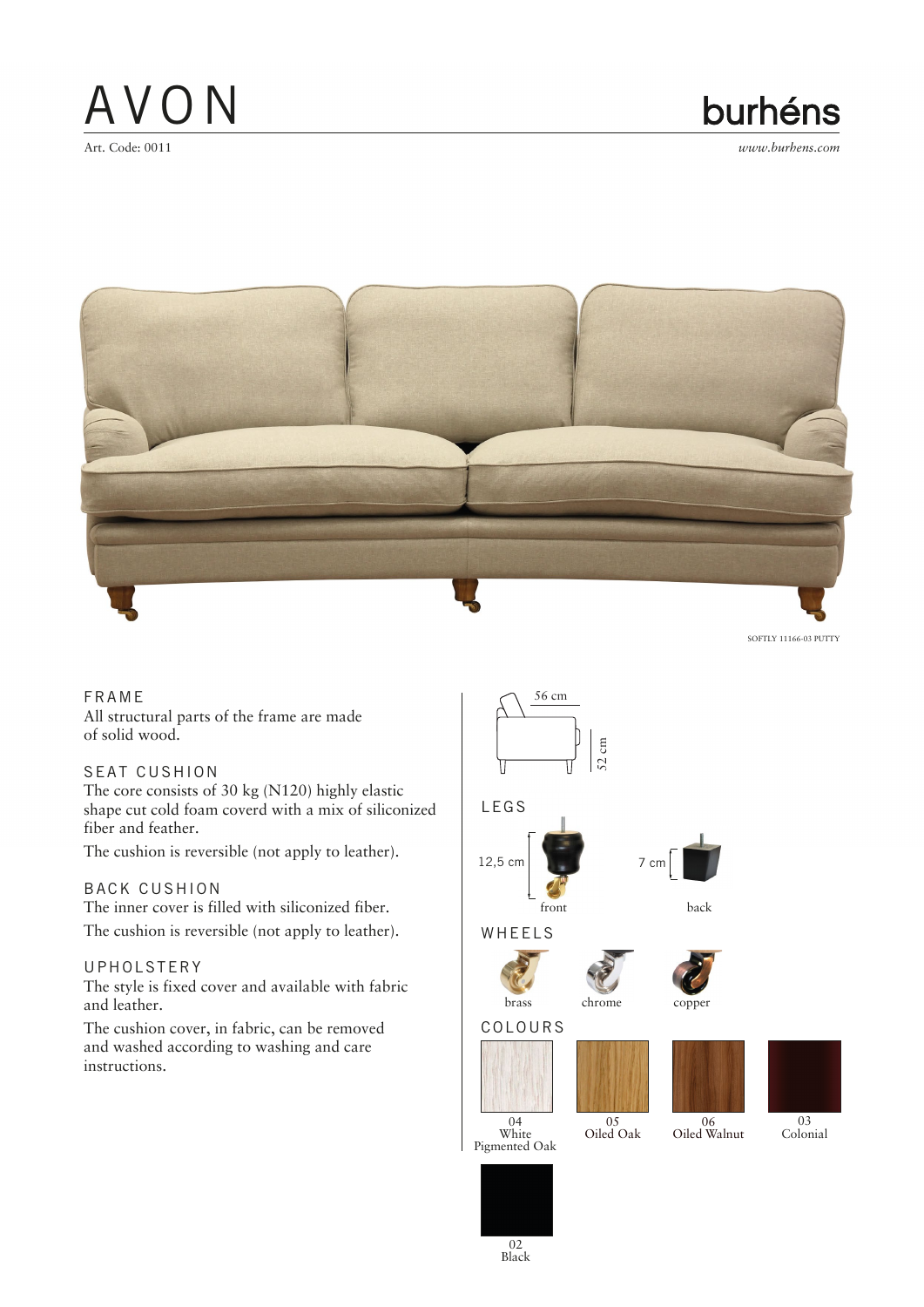# AVON

Art. Code: 0011

burhéns

*www.burhens.com*

SOFTLY 11166-03 PUTTY

## FRAME

All structural parts of the frame are made of solid wood.

## SEAT CUSHION

The core consists of 30 kg (N120) highly elastic shape cut cold foam coverd with a mix of siliconized fiber and feather.

The cushion is reversible (not apply to leather).

## BACK CUSHION

The inner cover is filled with siliconized fiber.

The cushion is reversible (not apply to leather).

## UPHOLSTERY

The style is fixed cover and available with fabric and leather.

The cushion cover, in fabric, can be removed and washed according to washing and care instructions.

56 cm

52 cm

## LEGS

12,5 cm — front

7 cm — back

## WHEELS

brass

chrome

copper

## COLOURS

04 White Pigmented Oak

05 Oiled Oak

06 Oiled Walnut

03 Colonial

02 Black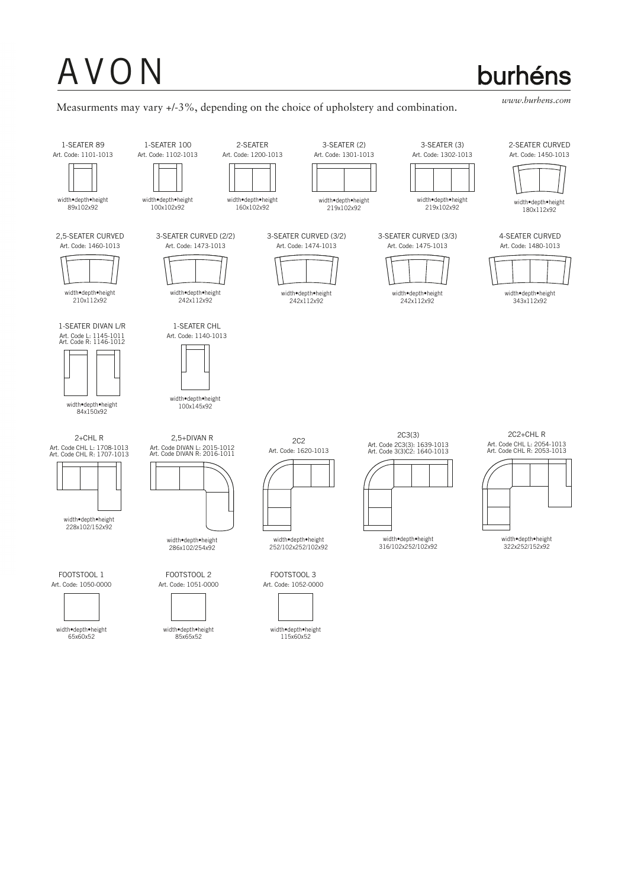# AVON

burhéns

Measurments may vary +/-3%, depending on the choice of upholstery and combination.

*www.burhens.com*

1-SEATER 89
Art. Code: 1101-1013
width•depth•height
89x102x92

1-SEATER 100
Art. Code: 1102-1013
width•depth•height
100x102x92

2-SEATER
Art. Code: 1200-1013
width•depth•height
160x102x92

3-SEATER (2)
Art. Code: 1301-1013
width•depth•height
219x102x92

3-SEATER (3)
Art. Code: 1302-1013
width•depth•height
219x102x92

2-SEATER CURVED
Art. Code: 1450-1013
width•depth•height
180x112x92

2,5-SEATER CURVED
Art. Code: 1460-1013
width•depth•height
210x112x92

3-SEATER CURVED (2/2)
Art. Code: 1473-1013
width•depth•height
242x112x92

3-SEATER CURVED (3/2)
Art. Code: 1474-1013
width•depth•height
242x112x92

3-SEATER CURVED (3/3)
Art. Code: 1475-1013
width•depth•height
242x112x92

4-SEATER CURVED
Art. Code: 1480-1013
width•depth•height
343x112x92

1-SEATER DIVAN L/R
Art. Code L: 1145-1011
Art. Code R: 1146-1012
width•depth•height
84x150x92

1-SEATER CHL
Art. Code: 1140-1013
width•depth•height
100x145x92

2+CHL R
Art. Code CHL L: 1708-1013
Art. Code CHL R: 1707-1013
width•depth•height
228x102/152x92

2,5+DIVAN R
Art. Code DIVAN L: 2015-1012
Art. Code DIVAN R: 2016-1011
width•depth•height
286x102/254x92

2C2
Art. Code: 1620-1013
width•depth•height
252/102x252/102x92

2C3(3)
Art. Code 2C3(3): 1639-1013
Art. Code 3(3)C2: 1640-1013
width•depth•height
316/102x252/102x92

2C2+CHL R
Art. Code CHL L: 2054-1013
Art. Code CHL R: 2053-1013
width•depth•height
322x252/152x92

FOOTSTOOL 1
Art. Code: 1050-0000
width•depth•height
65x60x52

FOOTSTOOL 2
Art. Code: 1051-0000
width•depth•height
85x65x52

FOOTSTOOL 3
Art. Code: 1052-0000
width•depth•height
115x60x52